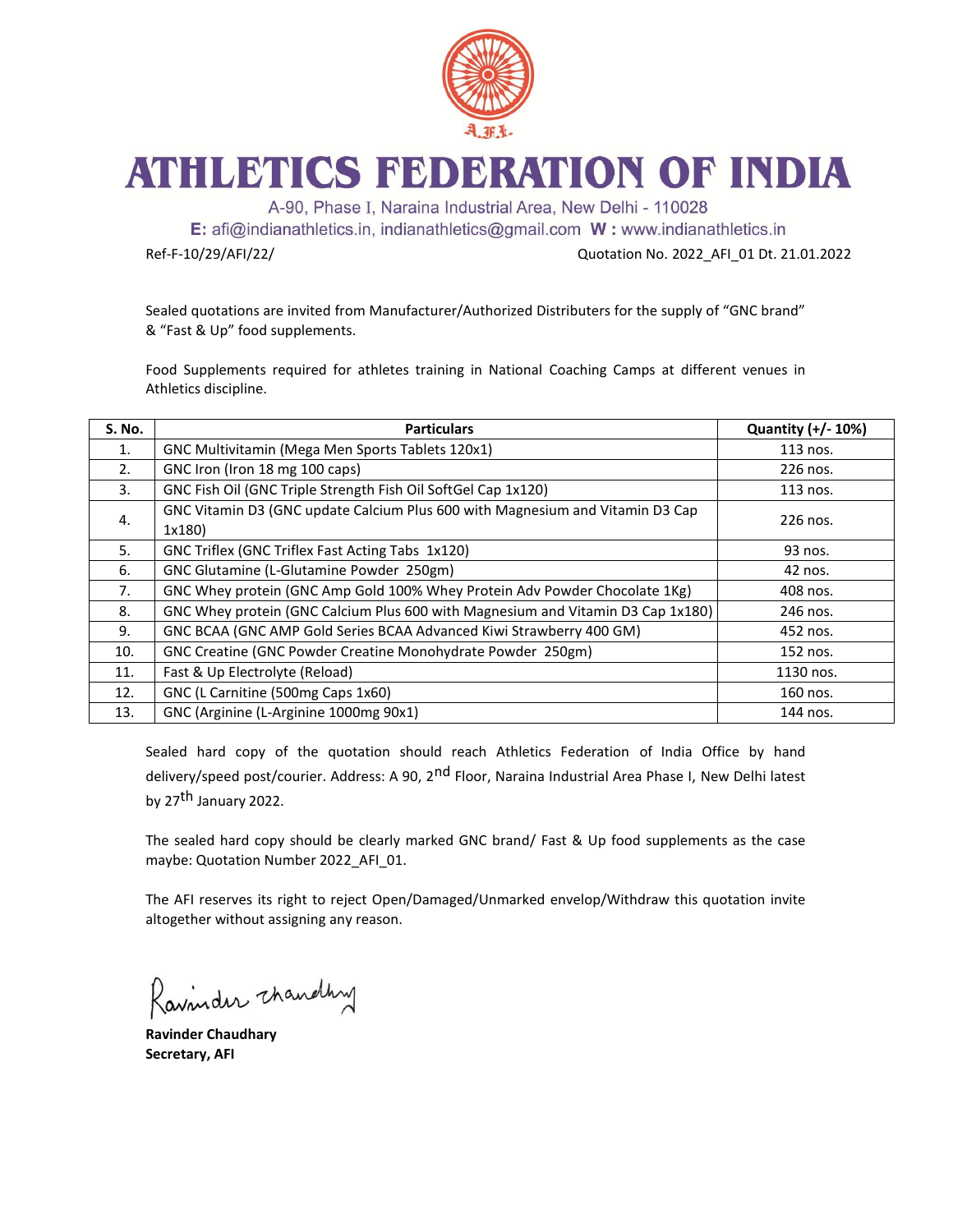A.F.I.

# ATHLETICS FEDERATION OF INDIA

A-90, Phase I, Naraina Industrial Area, New Delhi - 110028

**E:** afi@indianathletics.in, indianathletics@gmail.com **W :** www.indianathletics.in

Ref-F-10/29/AFI/22/ Quotation No. 2022_AFI_01 Dt. 21.01.2022

Sealed quotations are invited from Manufacturer/Authorized Distributers for the supply of "GNC brand" & "Fast & Up" food supplements.

Food Supplements required for athletes training in National Coaching Camps at different venues in Athletics discipline.

| S. No. | Particulars | Quantity (+/- 10%) |
|---|---|---|
| 1. | GNC Multivitamin (Mega Men Sports Tablets 120x1) | 113 nos. |
| 2. | GNC Iron (Iron 18 mg 100 caps) | 226 nos. |
| 3. | GNC Fish Oil (GNC Triple Strength Fish Oil SoftGel Cap 1x120) | 113 nos. |
| 4. | GNC Vitamin D3 (GNC update Calcium Plus 600 with Magnesium and Vitamin D3 Cap 1x180) | 226 nos. |
| 5. | GNC Triflex (GNC Triflex Fast Acting Tabs 1x120) | 93 nos. |
| 6. | GNC Glutamine (L-Glutamine Powder 250gm) | 42 nos. |
| 7. | GNC Whey protein (GNC Amp Gold 100% Whey Protein Adv Powder Chocolate 1Kg) | 408 nos. |
| 8. | GNC Whey protein (GNC Calcium Plus 600 with Magnesium and Vitamin D3 Cap 1x180) | 246 nos. |
| 9. | GNC BCAA (GNC AMP Gold Series BCAA Advanced Kiwi Strawberry 400 GM) | 452 nos. |
| 10. | GNC Creatine (GNC Powder Creatine Monohydrate Powder 250gm) | 152 nos. |
| 11. | Fast & Up Electrolyte (Reload) | 1130 nos. |
| 12. | GNC (L Carnitine (500mg Caps 1x60) | 160 nos. |
| 13. | GNC (Arginine (L-Arginine 1000mg 90x1) | 144 nos. |

Sealed hard copy of the quotation should reach Athletics Federation of India Office by hand delivery/speed post/courier. Address: A 90, 2nd Floor, Naraina Industrial Area Phase I, New Delhi latest by 27th January 2022.

The sealed hard copy should be clearly marked GNC brand/ Fast & Up food supplements as the case maybe: Quotation Number 2022_AFI_01.

The AFI reserves its right to reject Open/Damaged/Unmarked envelop/Withdraw this quotation invite altogether without assigning any reason.

Ravinder Chaudhary

**Ravinder Chaudhary**
**Secretary, AFI**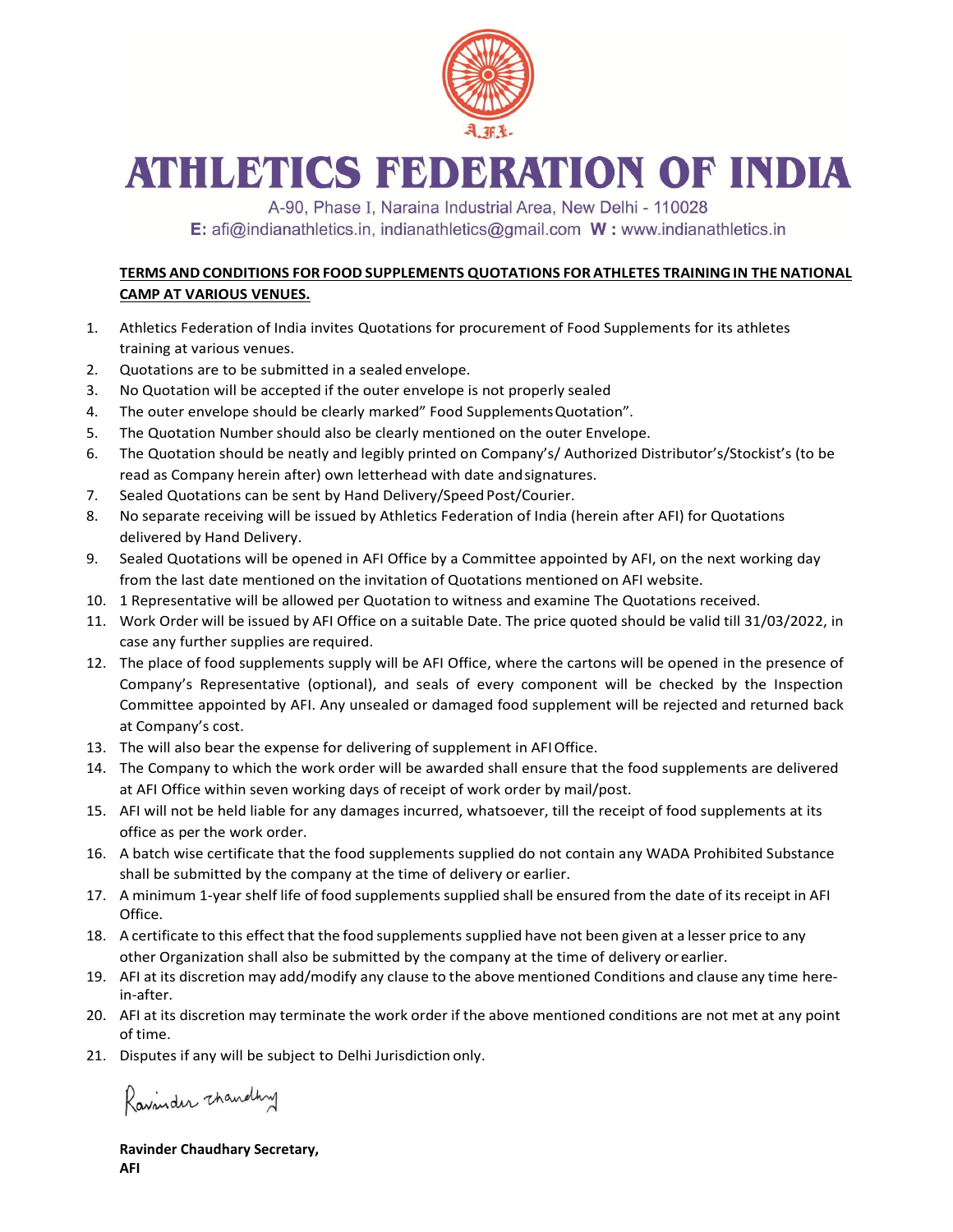# ATHLETICS FEDERATION OF INDIA

A-90, Phase I, Naraina Industrial Area, New Delhi - 110028

**E:** afi@indianathletics.in, indianathletics@gmail.com **W :** www.indianathletics.in

**TERMS AND CONDITIONS FOR FOOD SUPPLEMENTS QUOTATIONS FOR ATHLETES TRAINING IN THE NATIONAL CAMP AT VARIOUS VENUES.**

1. Athletics Federation of India invites Quotations for procurement of Food Supplements for its athletes training at various venues.
2. Quotations are to be submitted in a sealed envelope.
3. No Quotation will be accepted if the outer envelope is not properly sealed
4. The outer envelope should be clearly marked" Food Supplements Quotation".
5. The Quotation Number should also be clearly mentioned on the outer Envelope.
6. The Quotation should be neatly and legibly printed on Company's/ Authorized Distributor's/Stockist's (to be read as Company herein after) own letterhead with date and signatures.
7. Sealed Quotations can be sent by Hand Delivery/Speed Post/Courier.
8. No separate receiving will be issued by Athletics Federation of India (herein after AFI) for Quotations delivered by Hand Delivery.
9. Sealed Quotations will be opened in AFI Office by a Committee appointed by AFI, on the next working day from the last date mentioned on the invitation of Quotations mentioned on AFI website.
10. 1 Representative will be allowed per Quotation to witness and examine The Quotations received.
11. Work Order will be issued by AFI Office on a suitable Date. The price quoted should be valid till 31/03/2022, in case any further supplies are required.
12. The place of food supplements supply will be AFI Office, where the cartons will be opened in the presence of Company's Representative (optional), and seals of every component will be checked by the Inspection Committee appointed by AFI. Any unsealed or damaged food supplement will be rejected and returned back at Company's cost.
13. The will also bear the expense for delivering of supplement in AFI Office.
14. The Company to which the work order will be awarded shall ensure that the food supplements are delivered at AFI Office within seven working days of receipt of work order by mail/post.
15. AFI will not be held liable for any damages incurred, whatsoever, till the receipt of food supplements at its office as per the work order.
16. A batch wise certificate that the food supplements supplied do not contain any WADA Prohibited Substance shall be submitted by the company at the time of delivery or earlier.
17. A minimum 1-year shelf life of food supplements supplied shall be ensured from the date of its receipt in AFI Office.
18. A certificate to this effect that the food supplements supplied have not been given at a lesser price to any other Organization shall also be submitted by the company at the time of delivery or earlier.
19. AFI at its discretion may add/modify any clause to the above mentioned Conditions and clause any time here-in-after.
20. AFI at its discretion may terminate the work order if the above mentioned conditions are not met at any point of time.
21. Disputes if any will be subject to Delhi Jurisdiction only.

Ravinder Chaudhary

**Ravinder Chaudhary Secretary,**
**AFI**